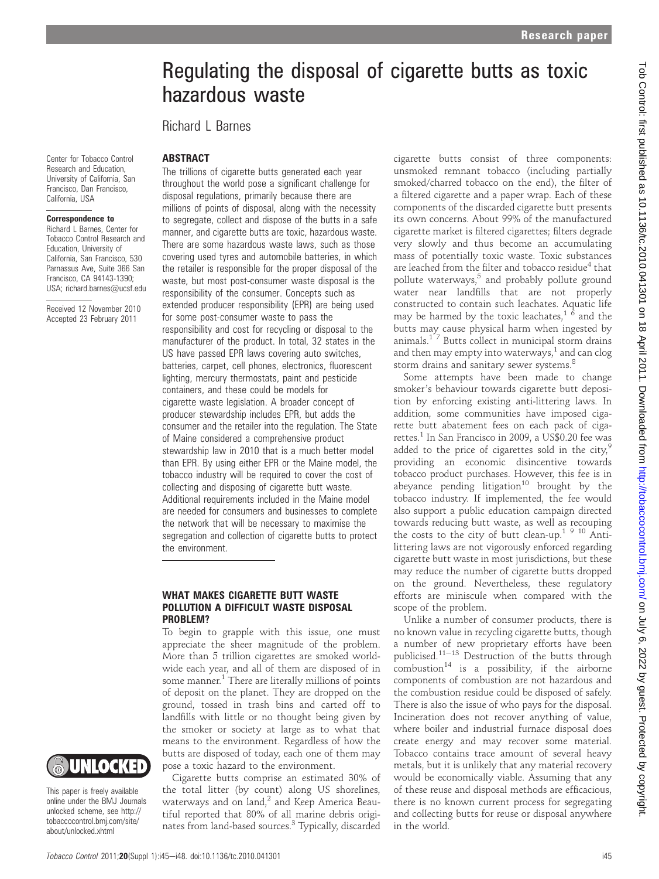# Regulating the disposal of cigarette butts as toxic hazardous waste

Richard L Barnes

Center for Tobacco Control Research and Education, University of California, San Francisco, Dan Francisco, California, USA

**Correspondence to**
Richard L Barnes, Center for Tobacco Control Research and Education, University of California, San Francisco, 530 Parnassus Ave, Suite 366 San Francisco, CA 94143-1390; USA; richard.barnes@ucsf.edu

Received 12 November 2010
Accepted 23 February 2011

## ABSTRACT

The trillions of cigarette butts generated each year throughout the world pose a significant challenge for disposal regulations, primarily because there are millions of points of disposal, along with the necessity to segregate, collect and dispose of the butts in a safe manner, and cigarette butts are toxic, hazardous waste. There are some hazardous waste laws, such as those covering used tyres and automobile batteries, in which the retailer is responsible for the proper disposal of the waste, but most post-consumer waste disposal is the responsibility of the consumer. Concepts such as extended producer responsibility (EPR) are being used for some post-consumer waste to pass the responsibility and cost for recycling or disposal to the manufacturer of the product. In total, 32 states in the US have passed EPR laws covering auto switches, batteries, carpet, cell phones, electronics, fluorescent lighting, mercury thermostats, paint and pesticide containers, and these could be models for cigarette waste legislation. A broader concept of producer stewardship includes EPR, but adds the consumer and the retailer into the regulation. The State of Maine considered a comprehensive product stewardship law in 2010 that is a much better model than EPR. By using either EPR or the Maine model, the tobacco industry will be required to cover the cost of collecting and disposing of cigarette butt waste. Additional requirements included in the Maine model are needed for consumers and businesses to complete the network that will be necessary to maximise the segregation and collection of cigarette butts to protect the environment.

## WHAT MAKES CIGARETTE BUTT WASTE POLLUTION A DIFFICULT WASTE DISPOSAL PROBLEM?

To begin to grapple with this issue, one must appreciate the sheer magnitude of the problem. More than 5 trillion cigarettes are smoked worldwide each year, and all of them are disposed of in some manner.[1] There are literally millions of points of deposit on the planet. They are dropped on the ground, tossed in trash bins and carted off to landfills with little or no thought being given by the smoker or society at large as to what that means to the environment. Regardless of how the butts are disposed of today, each one of them may pose a toxic hazard to the environment.

Cigarette butts comprise an estimated 30% of the total litter (by count) along US shorelines, waterways and on land,[2] and Keep America Beautiful reported that 80% of all marine debris originates from land-based sources.[3] Typically, discarded cigarette butts consist of three components: unsmoked remnant tobacco (including partially smoked/charred tobacco on the end), the filter of a filtered cigarette and a paper wrap. Each of these components of the discarded cigarette butt presents its own concerns. About 99% of the manufactured cigarette market is filtered cigarettes; filters degrade very slowly and thus become an accumulating mass of potentially toxic waste. Toxic substances are leached from the filter and tobacco residue[4] that pollute waterways,[5] and probably pollute ground water near landfills that are not properly constructed to contain such leachates. Aquatic life may be harmed by the toxic leachates,[1 6] and the butts may cause physical harm when ingested by animals.[1 7] Butts collect in municipal storm drains and then may empty into waterways,[1] and can clog storm drains and sanitary sewer systems.[8]

Some attempts have been made to change smoker's behaviour towards cigarette butt deposition by enforcing existing anti-littering laws. In addition, some communities have imposed cigarette butt abatement fees on each pack of cigarettes.[1] In San Francisco in 2009, a US$0.20 fee was added to the price of cigarettes sold in the city,[9] providing an economic disincentive towards tobacco product purchases. However, this fee is in abeyance pending litigation[10] brought by the tobacco industry. If implemented, the fee would also support a public education campaign directed towards reducing butt waste, as well as recouping the costs to the city of butt clean-up.[1 9 10] Anti-littering laws are not vigorously enforced regarding cigarette butt waste in most jurisdictions, but these may reduce the number of cigarette butts dropped on the ground. Nevertheless, these regulatory efforts are miniscule when compared with the scope of the problem.

Unlike a number of consumer products, there is no known value in recycling cigarette butts, though a number of new proprietary efforts have been publicised.[11–13] Destruction of the butts through combustion[14] is a possibility, if the airborne components of combustion are not hazardous and the combustion residue could be disposed of safely. There is also the issue of who pays for the disposal. Incineration does not recover anything of value, where boiler and industrial furnace disposal does create energy and may recover some material. Tobacco contains trace amount of several heavy metals, but it is unlikely that any material recovery would be economically viable. Assuming that any of these reuse and disposal methods are efficacious, there is no known current process for segregating and collecting butts for reuse or disposal anywhere in the world.

This paper is freely available online under the BMJ Journals unlocked scheme, see http://tobaccocontrol.bmj.com/site/about/unlocked.xhtml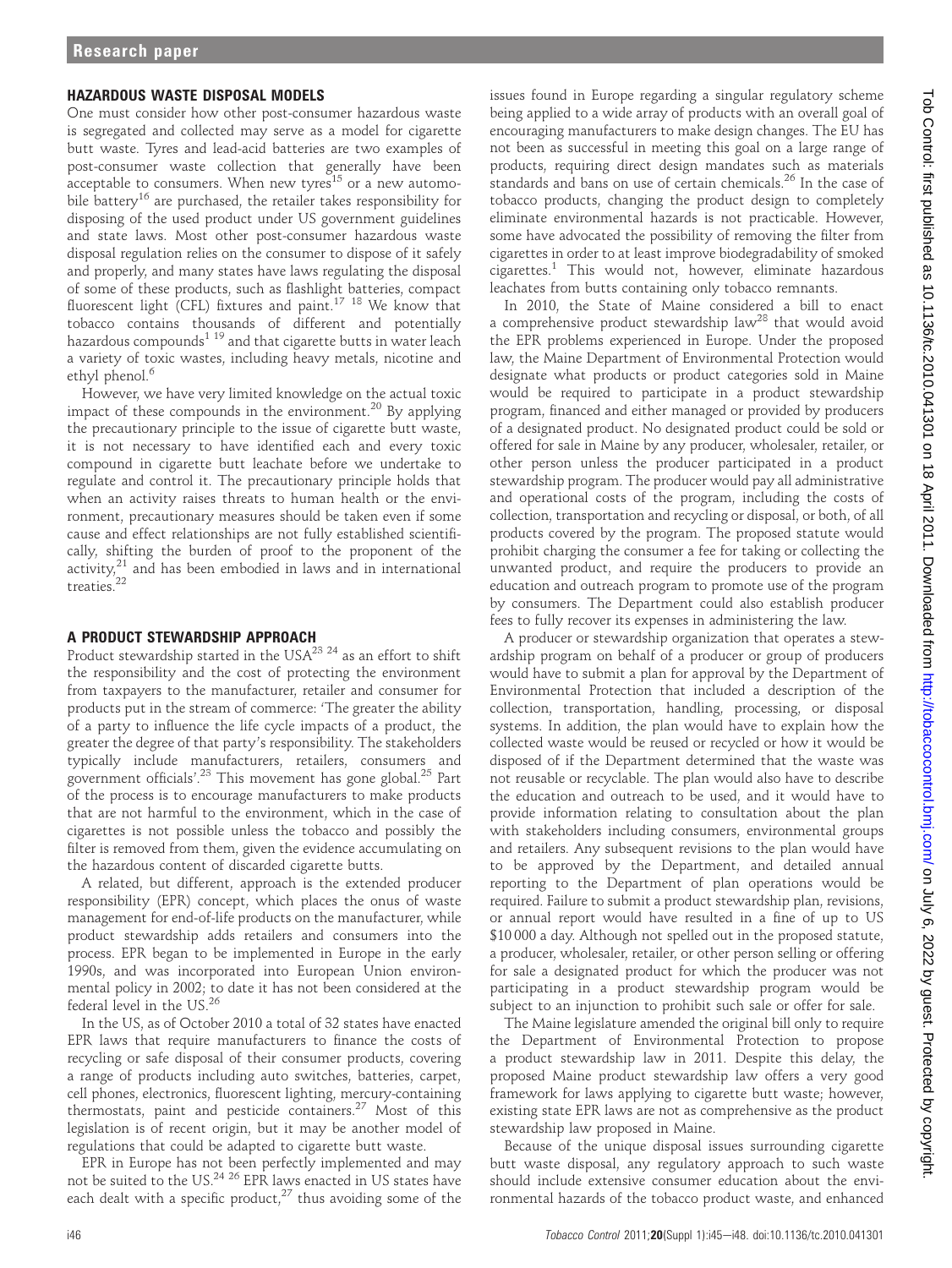## HAZARDOUS WASTE DISPOSAL MODELS

One must consider how other post-consumer hazardous waste is segregated and collected may serve as a model for cigarette butt waste. Tyres and lead-acid batteries are two examples of post-consumer waste collection that generally have been acceptable to consumers. When new tyres[15] or a new automobile battery[16] are purchased, the retailer takes responsibility for disposing of the used product under US government guidelines and state laws. Most other post-consumer hazardous waste disposal regulation relies on the consumer to dispose of it safely and properly, and many states have laws regulating the disposal of some of these products, such as flashlight batteries, compact fluorescent light (CFL) fixtures and paint.[17 18] We know that tobacco contains thousands of different and potentially hazardous compounds[1 19] and that cigarette butts in water leach a variety of toxic wastes, including heavy metals, nicotine and ethyl phenol.[6]

However, we have very limited knowledge on the actual toxic impact of these compounds in the environment.[20] By applying the precautionary principle to the issue of cigarette butt waste, it is not necessary to have identified each and every toxic compound in cigarette butt leachate before we undertake to regulate and control it. The precautionary principle holds that when an activity raises threats to human health or the environment, precautionary measures should be taken even if some cause and effect relationships are not fully established scientifically, shifting the burden of proof to the proponent of the activity,[21] and has been embodied in laws and in international treaties.[22]

## A PRODUCT STEWARDSHIP APPROACH

Product stewardship started in the USA[23 24] as an effort to shift the responsibility and the cost of protecting the environment from taxpayers to the manufacturer, retailer and consumer for products put in the stream of commerce: 'The greater the ability of a party to influence the life cycle impacts of a product, the greater the degree of that party's responsibility. The stakeholders typically include manufacturers, retailers, consumers and government officials'.[23] This movement has gone global.[25] Part of the process is to encourage manufacturers to make products that are not harmful to the environment, which in the case of cigarettes is not possible unless the tobacco and possibly the filter is removed from them, given the evidence accumulating on the hazardous content of discarded cigarette butts.

A related, but different, approach is the extended producer responsibility (EPR) concept, which places the onus of waste management for end-of-life products on the manufacturer, while product stewardship adds retailers and consumers into the process. EPR began to be implemented in Europe in the early 1990s, and was incorporated into European Union environmental policy in 2002; to date it has not been considered at the federal level in the US.[26]

In the US, as of October 2010 a total of 32 states have enacted EPR laws that require manufacturers to finance the costs of recycling or safe disposal of their consumer products, covering a range of products including auto switches, batteries, carpet, cell phones, electronics, fluorescent lighting, mercury-containing thermostats, paint and pesticide containers.[27] Most of this legislation is of recent origin, but it may be another model of regulations that could be adapted to cigarette butt waste.

EPR in Europe has not been perfectly implemented and may not be suited to the US.[24 26] EPR laws enacted in US states have each dealt with a specific product,[27] thus avoiding some of the issues found in Europe regarding a singular regulatory scheme being applied to a wide array of products with an overall goal of encouraging manufacturers to make design changes. The EU has not been as successful in meeting this goal on a large range of products, requiring direct design mandates such as materials standards and bans on use of certain chemicals.[26] In the case of tobacco products, changing the product design to completely eliminate environmental hazards is not practicable. However, some have advocated the possibility of removing the filter from cigarettes in order to at least improve biodegradability of smoked cigarettes.[1] This would not, however, eliminate hazardous leachates from butts containing only tobacco remnants.

In 2010, the State of Maine considered a bill to enact a comprehensive product stewardship law[28] that would avoid the EPR problems experienced in Europe. Under the proposed law, the Maine Department of Environmental Protection would designate what products or product categories sold in Maine would be required to participate in a product stewardship program, financed and either managed or provided by producers of a designated product. No designated product could be sold or offered for sale in Maine by any producer, wholesaler, retailer, or other person unless the producer participated in a product stewardship program. The producer would pay all administrative and operational costs of the program, including the costs of collection, transportation and recycling or disposal, or both, of all products covered by the program. The proposed statute would prohibit charging the consumer a fee for taking or collecting the unwanted product, and require the producers to provide an education and outreach program to promote use of the program by consumers. The Department could also establish producer fees to fully recover its expenses in administering the law.

A producer or stewardship organization that operates a stewardship program on behalf of a producer or group of producers would have to submit a plan for approval by the Department of Environmental Protection that included a description of the collection, transportation, handling, processing, or disposal systems. In addition, the plan would have to explain how the collected waste would be reused or recycled or how it would be disposed of if the Department determined that the waste was not reusable or recyclable. The plan would also have to describe the education and outreach to be used, and it would have to provide information relating to consultation about the plan with stakeholders including consumers, environmental groups and retailers. Any subsequent revisions to the plan would have to be approved by the Department, and detailed annual reporting to the Department of plan operations would be required. Failure to submit a product stewardship plan, revisions, or annual report would have resulted in a fine of up to US \$10 000 a day. Although not spelled out in the proposed statute, a producer, wholesaler, retailer, or other person selling or offering for sale a designated product for which the producer was not participating in a product stewardship program would be subject to an injunction to prohibit such sale or offer for sale.

The Maine legislature amended the original bill only to require the Department of Environmental Protection to propose a product stewardship law in 2011. Despite this delay, the proposed Maine product stewardship law offers a very good framework for laws applying to cigarette butt waste; however, existing state EPR laws are not as comprehensive as the product stewardship law proposed in Maine.

Because of the unique disposal issues surrounding cigarette butt waste disposal, any regulatory approach to such waste should include extensive consumer education about the environmental hazards of the tobacco product waste, and enhanced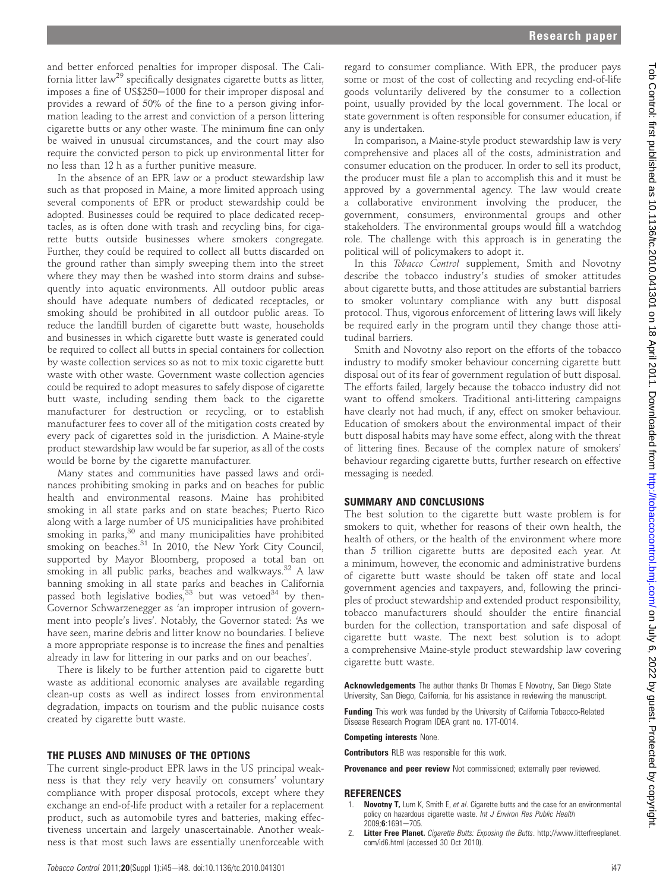and better enforced penalties for improper disposal. The California litter law[29] specifically designates cigarette butts as litter, imposes a fine of US$250−1000 for their improper disposal and provides a reward of 50% of the fine to a person giving information leading to the arrest and conviction of a person littering cigarette butts or any other waste. The minimum fine can only be waived in unusual circumstances, and the court may also require the convicted person to pick up environmental litter for no less than 12 h as a further punitive measure.

In the absence of an EPR law or a product stewardship law such as that proposed in Maine, a more limited approach using several components of EPR or product stewardship could be adopted. Businesses could be required to place dedicated receptacles, as is often done with trash and recycling bins, for cigarette butts outside businesses where smokers congregate. Further, they could be required to collect all butts discarded on the ground rather than simply sweeping them into the street where they may then be washed into storm drains and subsequently into aquatic environments. All outdoor public areas should have adequate numbers of dedicated receptacles, or smoking should be prohibited in all outdoor public areas. To reduce the landfill burden of cigarette butt waste, households and businesses in which cigarette butt waste is generated could be required to collect all butts in special containers for collection by waste collection services so as not to mix toxic cigarette butt waste with other waste. Government waste collection agencies could be required to adopt measures to safely dispose of cigarette butt waste, including sending them back to the cigarette manufacturer for destruction or recycling, or to establish manufacturer fees to cover all of the mitigation costs created by every pack of cigarettes sold in the jurisdiction. A Maine-style product stewardship law would be far superior, as all of the costs would be borne by the cigarette manufacturer.

Many states and communities have passed laws and ordinances prohibiting smoking in parks and on beaches for public health and environmental reasons. Maine has prohibited smoking in all state parks and on state beaches; Puerto Rico along with a large number of US municipalities have prohibited smoking in parks,[30] and many municipalities have prohibited smoking on beaches.[31] In 2010, the New York City Council, supported by Mayor Bloomberg, proposed a total ban on smoking in all public parks, beaches and walkways.[32] A law banning smoking in all state parks and beaches in California passed both legislative bodies,[33] but was vetoed[34] by then-Governor Schwarzenegger as 'an improper intrusion of government into people's lives'. Notably, the Governor stated: 'As we have seen, marine debris and litter know no boundaries. I believe a more appropriate response is to increase the fines and penalties already in law for littering in our parks and on our beaches'.

There is likely to be further attention paid to cigarette butt waste as additional economic analyses are available regarding clean-up costs as well as indirect losses from environmental degradation, impacts on tourism and the public nuisance costs created by cigarette butt waste.

## THE PLUSES AND MINUSES OF THE OPTIONS

The current single-product EPR laws in the US principal weakness is that they rely very heavily on consumers' voluntary compliance with proper disposal protocols, except where they exchange an end-of-life product with a retailer for a replacement product, such as automobile tyres and batteries, making effectiveness uncertain and largely unascertainable. Another weakness is that most such laws are essentially unenforceable with regard to consumer compliance. With EPR, the producer pays some or most of the cost of collecting and recycling end-of-life goods voluntarily delivered by the consumer to a collection point, usually provided by the local government. The local or state government is often responsible for consumer education, if any is undertaken.

In comparison, a Maine-style product stewardship law is very comprehensive and places all of the costs, administration and consumer education on the producer. In order to sell its product, the producer must file a plan to accomplish this and it must be approved by a governmental agency. The law would create a collaborative environment involving the producer, the government, consumers, environmental groups and other stakeholders. The environmental groups would fill a watchdog role. The challenge with this approach is in generating the political will of policymakers to adopt it.

In this *Tobacco Control* supplement, Smith and Novotny describe the tobacco industry's studies of smoker attitudes about cigarette butts, and those attitudes are substantial barriers to smoker voluntary compliance with any butt disposal protocol. Thus, vigorous enforcement of littering laws will likely be required early in the program until they change those attitudinal barriers.

Smith and Novotny also report on the efforts of the tobacco industry to modify smoker behaviour concerning cigarette butt disposal out of its fear of government regulation of butt disposal. The efforts failed, largely because the tobacco industry did not want to offend smokers. Traditional anti-littering campaigns have clearly not had much, if any, effect on smoker behaviour. Education of smokers about the environmental impact of their butt disposal habits may have some effect, along with the threat of littering fines. Because of the complex nature of smokers' behaviour regarding cigarette butts, further research on effective messaging is needed.

## SUMMARY AND CONCLUSIONS

The best solution to the cigarette butt waste problem is for smokers to quit, whether for reasons of their own health, the health of others, or the health of the environment where more than 5 trillion cigarette butts are deposited each year. At a minimum, however, the economic and administrative burdens of cigarette butt waste should be taken off state and local government agencies and taxpayers, and, following the principles of product stewardship and extended product responsibility, tobacco manufacturers should shoulder the entire financial burden for the collection, transportation and safe disposal of cigarette butt waste. The next best solution is to adopt a comprehensive Maine-style product stewardship law covering cigarette butt waste.

**Acknowledgements** The author thanks Dr Thomas E Novotny, San Diego State University, San Diego, California, for his assistance in reviewing the manuscript.

**Funding** This work was funded by the University of California Tobacco-Related Disease Research Program IDEA grant no. 17T-0014.

**Competing interests** None.

**Contributors** RLB was responsible for this work.

**Provenance and peer review** Not commissioned; externally peer reviewed.

## REFERENCES

1. **Novotny T,** Lum K, Smith E, *et al*. Cigarette butts and the case for an environmental policy on hazardous cigarette waste. *Int J Environ Res Public Health* 2009;**6**:1691−705.
2. **Litter Free Planet.** *Cigarette Butts: Exposing the Butts*. http://www.litterfreeplanet.com/id6.html (accessed 30 Oct 2010).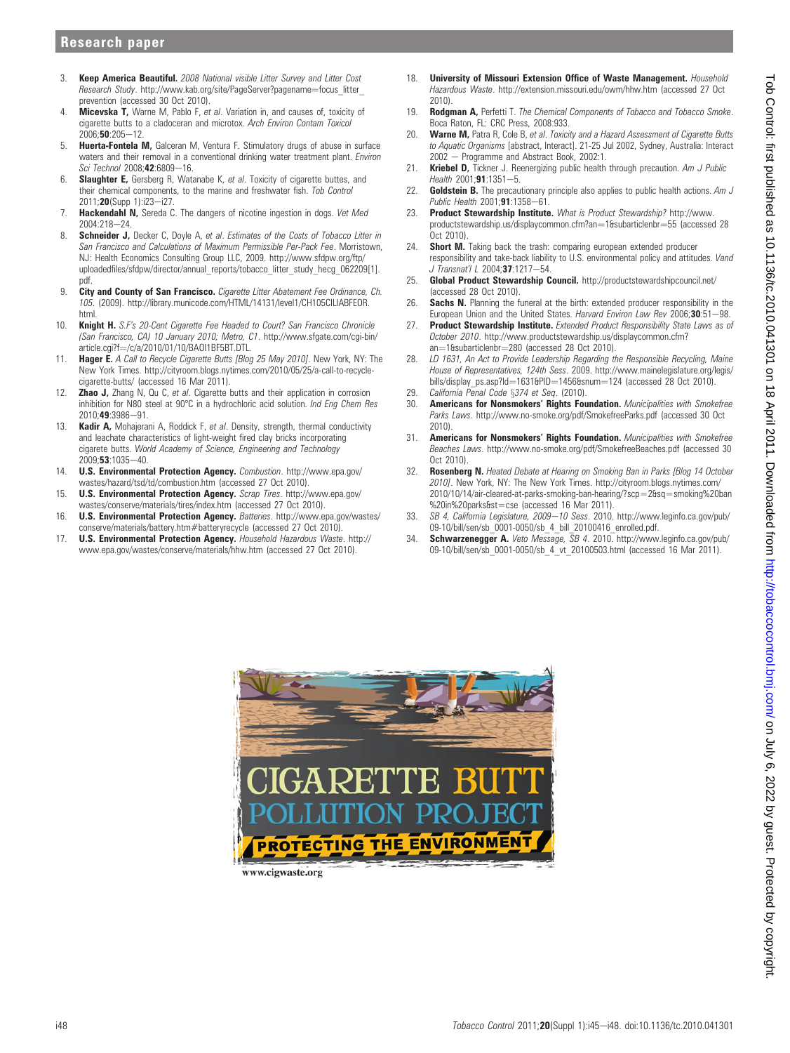3. **Keep America Beautiful.** *2008 National visible Litter Survey and Litter Cost Research Study*. http://www.kab.org/site/PageServer?pagename=focus_litter_prevention (accessed 30 Oct 2010).
4. **Micevska T,** Warne M, Pablo F, *et al*. Variation in, and causes of, toxicity of cigarette butts to a cladoceran and microtox. *Arch Environ Contam Toxicol* 2006;**50**:205–12.
5. **Huerta-Fontela M,** Galceran M, Ventura F. Stimulatory drugs of abuse in surface waters and their removal in a conventional drinking water treatment plant. *Environ Sci Technol* 2008;**42**:6809–16.
6. **Slaughter E,** Gersberg R, Watanabe K, *et al*. Toxicity of cigarette buttes, and their chemical components, to the marine and freshwater fish. *Tob Control* 2011;**20**(Supp 1):i23–i27.
7. **Hackendahl N,** Sereda C. The dangers of nicotine ingestion in dogs. *Vet Med* 2004:218–24.
8. **Schneider J,** Decker C, Doyle A, *et al*. *Estimates of the Costs of Tobacco Litter in San Francisco and Calculations of Maximum Permissible Per-Pack Fee*. Morristown, NJ: Health Economics Consulting Group LLC, 2009. http://www.sfdpw.org/ftp/uploadedfiles/sfdpw/director/annual_reports/tobacco_litter_study_hecg_062209[1].pdf.
9. **City and County of San Francisco.** *Cigarette Litter Abatement Fee Ordinance, Ch. 105*. (2009). http://library.municode.com/HTML/14131/level1/CH105CILIABFEOR.html.
10. **Knight H.** *S.F's 20-Cent Cigarette Fee Headed to Court? San Francisco Chronicle (San Francisco, CA) 10 January 2010; Metro, C1*. http://www.sfgate.com/cgi-bin/article.cgi?f=/c/a/2010/01/10/BAOI1BF5BT.DTL.
11. **Hager E.** *A Call to Recycle Cigarette Butts [Blog 25 May 2010]*. New York, NY: The New York Times. http://cityroom.blogs.nytimes.com/2010/05/25/a-call-to-recycle-cigarette-butts/ (accessed 16 Mar 2011).
12. **Zhao J,** Zhang N, Qu C, *et al*. Cigarette butts and their application in corrosion inhibition for N80 steel at 90°C in a hydrochloric acid solution. *Ind Eng Chem Res* 2010;**49**:3986–91.
13. **Kadir A,** Mohajerani A, Roddick F, *et al*. Density, strength, thermal conductivity and leachate characteristics of light-weight fired clay bricks incorporating cigarette butts. *World Academy of Science, Engineering and Technology* 2009;**53**:1035–40.
14. **U.S. Environmental Protection Agency.** *Combustion*. http://www.epa.gov/wastes/hazard/tsd/td/combustion.htm (accessed 27 Oct 2010).
15. **U.S. Environmental Protection Agency.** *Scrap Tires*. http://www.epa.gov/wastes/conserve/materials/tires/index.htm (accessed 27 Oct 2010).
16. **U.S. Environmental Protection Agency.** *Batteries*. http://www.epa.gov/wastes/conserve/materials/battery.htm#batteryrecycle (accessed 27 Oct 2010).
17. **U.S. Environmental Protection Agency.** *Household Hazardous Waste*. http://www.epa.gov/wastes/conserve/materials/hhw.htm (accessed 27 Oct 2010).
18. **University of Missouri Extension Office of Waste Management.** *Household Hazardous Waste*. http://extension.missouri.edu/owm/hhw.htm (accessed 27 Oct 2010).
19. **Rodgman A,** Perfetti T. *The Chemical Components of Tobacco and Tobacco Smoke*. Boca Raton, FL: CRC Press, 2008:933.
20. **Warne M,** Patra R, Cole B, *et al*. *Toxicity and a Hazard Assessment of Cigarette Butts to Aquatic Organisms* [abstract, Interact]. 21-25 Jul 2002, Sydney, Australia: Interact 2002 – Programme and Abstract Book, 2002:1.
21. **Kriebel D,** Tickner J. Reenergizing public health through precaution. *Am J Public Health* 2001;**91**:1351–5.
22. **Goldstein B.** The precautionary principle also applies to public health actions. *Am J Public Health* 2001;**91**:1358–61.
23. **Product Stewardship Institute.** *What is Product Stewardship?* http://www.productstewardship.us/displaycommon.cfm?an=1&subarticlenbr=55 (accessed 28 Oct 2010).
24. **Short M.** Taking back the trash: comparing european extended producer responsibility and take-back liability to U.S. environmental policy and attitudes. *Vand J Transnat'l L* 2004;**37**:1217–54.
25. **Global Product Stewardship Council.** http://productstewardshipcouncil.net/ (accessed 28 Oct 2010).
26. **Sachs N.** Planning the funeral at the birth: extended producer responsibility in the European Union and the United States. *Harvard Environ Law Rev* 2006;**30**:51–98.
27. **Product Stewardship Institute.** *Extended Product Responsibility State Laws as of October 2010*. http://www.productstewardship.us/displaycommon.cfm?an=1&subarticlenbr=280 (accessed 28 Oct 2010).
28. *LD 1631, An Act to Provide Leadership Regarding the Responsible Recycling, Maine House of Representatives, 124th Sess*. 2009. http://www.mainelegislature.org/legis/bills/display_ps.asp?ld=1631&PID=1456&snum=124 (accessed 28 Oct 2010).
29. *California Penal Code §374 et Seq*. (2010).
30. **Americans for Nonsmokers' Rights Foundation.** *Municipalities with Smokefree Parks Laws*. http://www.no-smoke.org/pdf/SmokefreeParks.pdf (accessed 30 Oct 2010).
31. **Americans for Nonsmokers' Rights Foundation.** *Municipalities with Smokefree Beaches Laws*. http://www.no-smoke.org/pdf/SmokefreeBeaches.pdf (accessed 30 Oct 2010).
32. **Rosenberg N.** *Heated Debate at Hearing on Smoking Ban in Parks [Blog 14 October 2010]*. New York, NY: The New York Times. http://cityroom.blogs.nytimes.com/2010/10/14/air-cleared-at-parks-smoking-ban-hearing/?scp=2&sq=smoking%20ban%20in%20parks&st=cse (accessed 16 Mar 2011).
33. *SB 4, California Legislature, 2009–10 Sess*. 2010. http://www.leginfo.ca.gov/pub/09-10/bill/sen/sb_0001-0050/sb_4_bill_20100416_enrolled.pdf.
34. **Schwarzenegger A.** *Veto Message, SB 4*. 2010. http://www.leginfo.ca.gov/pub/09-10/bill/sen/sb_0001-0050/sb_4_vt_20100503.html (accessed 16 Mar 2011).

CIGARETTE BUTT POLLUTION PROJECT

PROTECTING THE ENVIRONMENT

www.cigwaste.org